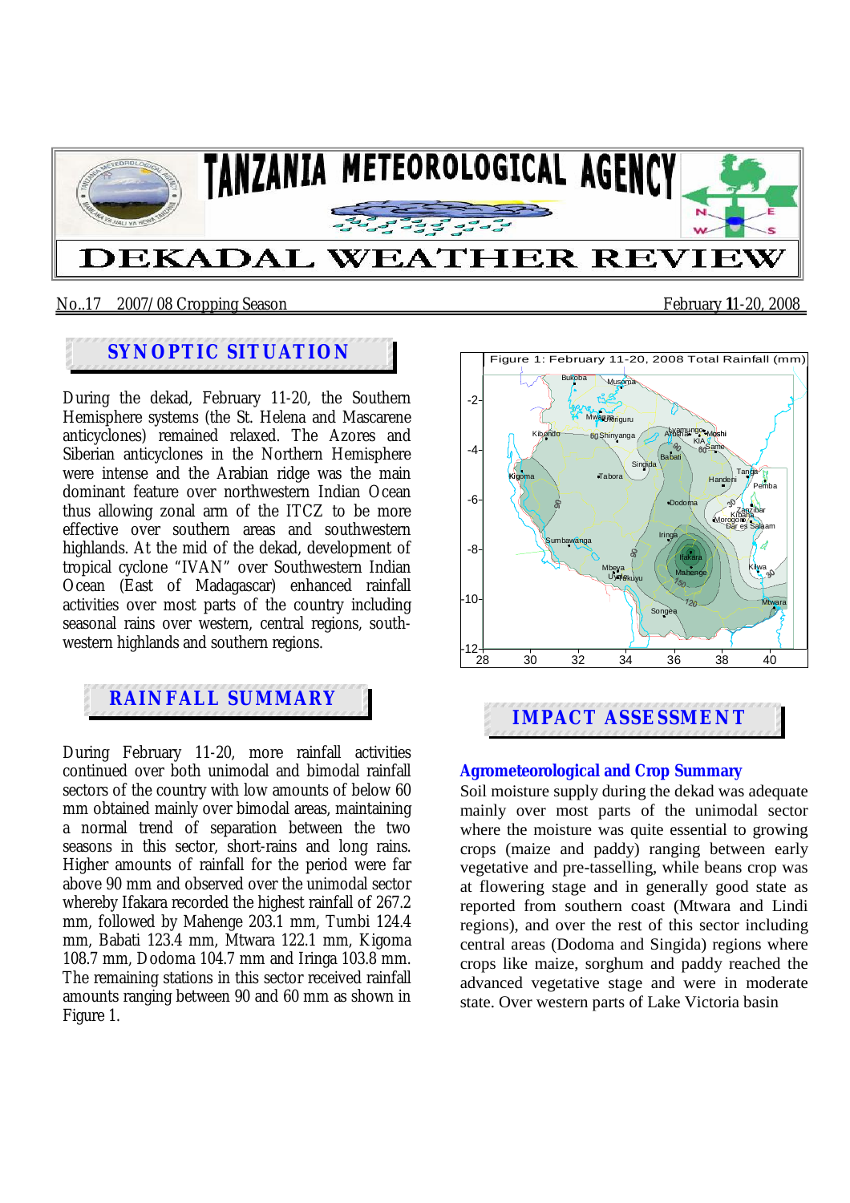# TANZANIA METEOROLOGICAL AGENCY

# DEKADAL WEATHER REVIEW

No..17 2007/08 Cropping Season February 11-20, 2008

## SYNOPTIC SITUATION

During the dekad, February 11-20, the Southern Hemisphere systems (the St. Helena and Mascarene anticyclones) remained relaxed. The Azores and Siberian anticyclones in the Northern Hemisphere were intense and the Arabian ridge was the main dominant feature over northwestern Indian Ocean thus allowing zonal arm of the ITCZ to be more effective over southern areas and southwestern highlands. At the mid of the dekad, development of tropical cyclone "IVAN" over Southwestern Indian Ocean (East of Madagascar) enhanced rainfall activities over most parts of the country including seasonal rains over western, central regions, south-western highlands and southern regions.

## RAINFALL SUMMARY

During February 11-20, more rainfall activities continued over both unimodal and bimodal rainfall sectors of the country with low amounts of below 60 mm obtained mainly over bimodal areas, maintaining a normal trend of separation between the two seasons in this sector, short-rains and long rains. Higher amounts of rainfall for the period were far above 90 mm and observed over the unimodal sector whereby Ifakara recorded the highest rainfall of 267.2 mm, followed by Mahenge 203.1 mm, Tumbi 124.4 mm, Babati 123.4 mm, Mtwara 122.1 mm, Kigoma 108.7 mm, Dodoma 104.7 mm and Iringa 103.8 mm. The remaining stations in this sector received rainfall amounts ranging between 90 and 60 mm as shown in Figure 1.

Figure 1: February 11-20, 2008 Total Rainfall (mm)

## IMPACT ASSESSMENT

### Agrometeorological and Crop Summary

Soil moisture supply during the dekad was adequate mainly over most parts of the unimodal sector where the moisture was quite essential to growing crops (maize and paddy) ranging between early vegetative and pre-tasselling, while beans crop was at flowering stage and in generally good state as reported from southern coast (Mtwara and Lindi regions), and over the rest of this sector including central areas (Dodoma and Singida) regions where crops like maize, sorghum and paddy reached the advanced vegetative stage and were in moderate state. Over western parts of Lake Victoria basin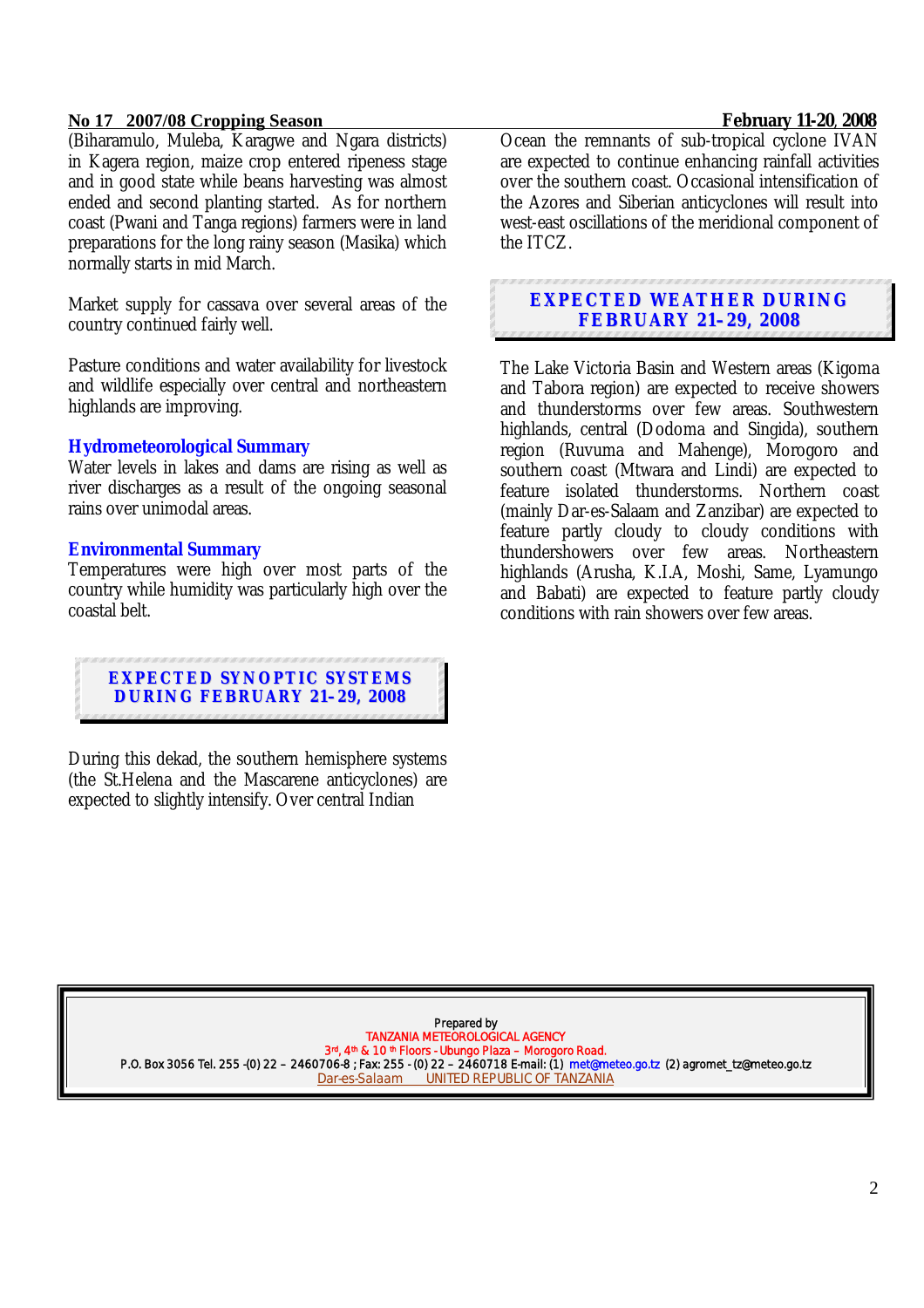(Biharamulo, Muleba, Karagwe and Ngara districts) in Kagera region, maize crop entered ripeness stage and in good state while beans harvesting was almost ended and second planting started. As for northern coast (Pwani and Tanga regions) farmers were in land preparations for the long rainy season (Masika) which normally starts in mid March.

Market supply for cassava over several areas of the country continued fairly well.

Pasture conditions and water availability for livestock and wildlife especially over central and northeastern highlands are improving.

## Hydrometeorological Summary

Water levels in lakes and dams are rising as well as river discharges as a result of the ongoing seasonal rains over unimodal areas.

## Environmental Summary

Temperatures were high over most parts of the country while humidity was particularly high over the coastal belt.

## EXPECTED SYNOPTIC SYSTEMS DURING FEBRUARY 21-29, 2008

During this dekad, the southern hemisphere systems (the St.Helena and the Mascarene anticyclones) are expected to slightly intensify. Over central Indian Ocean the remnants of sub-tropical cyclone IVAN are expected to continue enhancing rainfall activities over the southern coast. Occasional intensification of the Azores and Siberian anticyclones will result into west-east oscillations of the meridional component of the ITCZ.

## EXPECTED WEATHER DURING FEBRUARY 21-29, 2008

The Lake Victoria Basin and Western areas (Kigoma and Tabora region) are expected to receive showers and thunderstorms over few areas. Southwestern highlands, central (Dodoma and Singida), southern region (Ruvuma and Mahenge), Morogoro and southern coast (Mtwara and Lindi) are expected to feature isolated thunderstorms. Northern coast (mainly Dar-es-Salaam and Zanzibar) are expected to feature partly cloudy to cloudy conditions with thundershowers over few areas. Northeastern highlands (Arusha, K.I.A, Moshi, Same, Lyamungo and Babati) are expected to feature partly cloudy conditions with rain showers over few areas.

Prepared by
TANZANIA METEOROLOGICAL AGENCY
3rd, 4th & 10th Floors - Ubungo Plaza – Morogoro Road.
P.O. Box 3056 Tel. 255 -(0) 22 – 2460706-8 ; Fax: 255 - (0) 22 – 2460718 E-mail: (1) met@meteo.go.tz (2) agromet_tz@meteo.go.tz
Dar-es-Salaam UNITED REPUBLIC OF TANZANIA